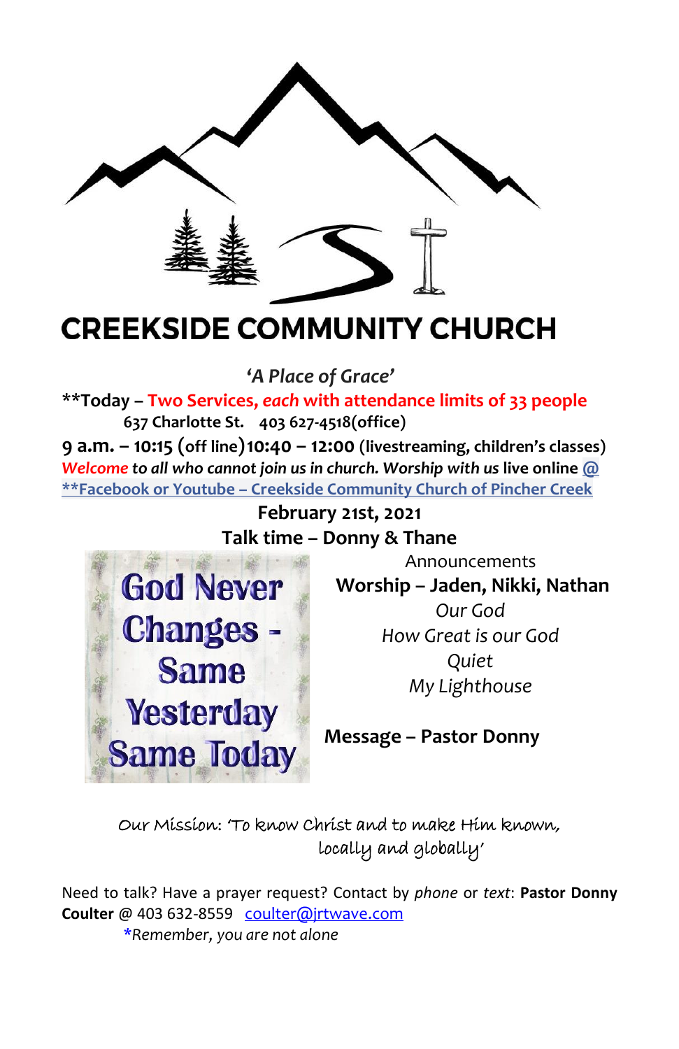# CREEKSIDE COMMUNITY CHURCH

*'A Place of Grace'*

**\*\*Today – Two Services, *each* with attendance limits of 33 people**

**637 Charlotte St. 403 627-4518(office)**

**9 a.m. – 10:15 (off line)10:40 – 12:00 (livestreaming, children's classes)**

***Welcome to all who cannot join us in church. Worship with us* live online @**
**\*\*Facebook or Youtube – Creekside Community Church of Pincher Creek**

**February 21st, 2021**

**Talk time – Donny & Thane**

God Never Changes - Same Yesterday Same Today

Announcements

**Worship – Jaden, Nikki, Nathan**

*Our God*
*How Great is our God*
*Quiet*
*My Lighthouse*

**Message – Pastor Donny**

Our Mission: 'To know Christ and to make Him known, locally and globally'

Need to talk? Have a prayer request? Contact by *phone* or *text*: **Pastor Donny Coulter** @ 403 632-8559 coulter@jrtwave.com

\**Remember, you are not alone*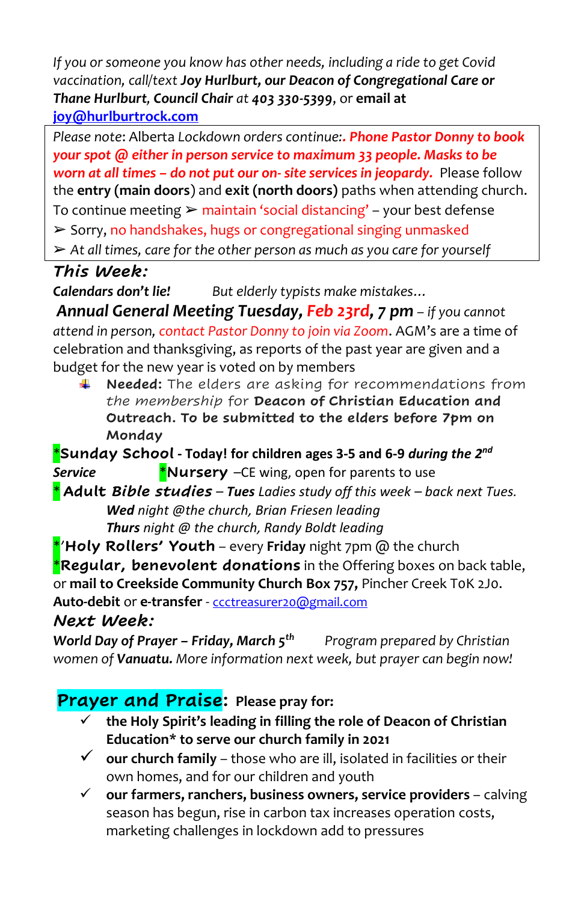*If you or someone you know has other needs, including a ride to get Covid vaccination, call/text* ***Joy Hurlburt, our Deacon of Congregational Care or Thane Hurlburt**, **Council Chair** at **403 330-5399**,* or **email at** **joy@hurlburtrock.com**

> *Please note*: Alberta *Lockdown orders continue*:. ***Phone Pastor Donny to book your spot @ either in person service to maximum 33 people. Masks to be worn at all times – do not put our on- site services in jeopardy.*** Please follow the **entry (main doors)** and **exit (north doors)** paths when attending church.
>
> To continue meeting ➢ maintain 'social distancing' – your best defense
>
> ➢ Sorry, no handshakes, hugs or congregational singing unmasked
>
> ➢ *At all times, care for the other person as much as you care for yourself*

## *This Week:*

***Calendars don't lie!*** *But elderly typists make mistakes…*

***Annual General Meeting Tuesday, Feb 23rd, 7 pm*** *– if you cannot attend in person, contact Pastor Donny to join via Zoom*. AGM's are a time of celebration and thanksgiving, as reports of the past year are given and a budget for the new year is voted on by members

- **Needed:** *The elders are asking for recommendations from the membership for* **Deacon of Christian Education and Outreach. To be submitted to the elders before 7pm on Monday**

\***Sunday School** - **Today! for children ages 3-5 and 6-9** ***during the 2nd Service*** \***Nursery** –CE wing, open for parents to use

\* **Adult *Bible studies*** – ***Tues*** *Ladies study off this week – back next Tues.*
***Wed*** *night @the church, Brian Friesen leading*
***Thurs*** *night @ the church, Randy Boldt leading*

\*'**Holy Rollers' Youth** – every **Friday** night 7pm @ the church

\***Regular, benevolent donations** in the Offering boxes on back table, or **mail to Creekside Community Church Box 757,** Pincher Creek T0K 2J0. **Auto-debit** or **e-transfer** - ccctreasurer20@gmail.com

## *Next Week:*

***World Day of Prayer – Friday, March 5th*** *Program prepared by Christian women of* ***Vanuatu.*** *More information next week, but prayer can begin now!*

## Prayer and Praise: Please pray for:

- ✓ **the Holy Spirit's leading in filling the role of Deacon of Christian Education\* to serve our church family in 2021**
- ✓ **our church family** – those who are ill, isolated in facilities or their own homes, and for our children and youth
- ✓ **our farmers, ranchers, business owners, service providers** – calving season has begun, rise in carbon tax increases operation costs, marketing challenges in lockdown add to pressures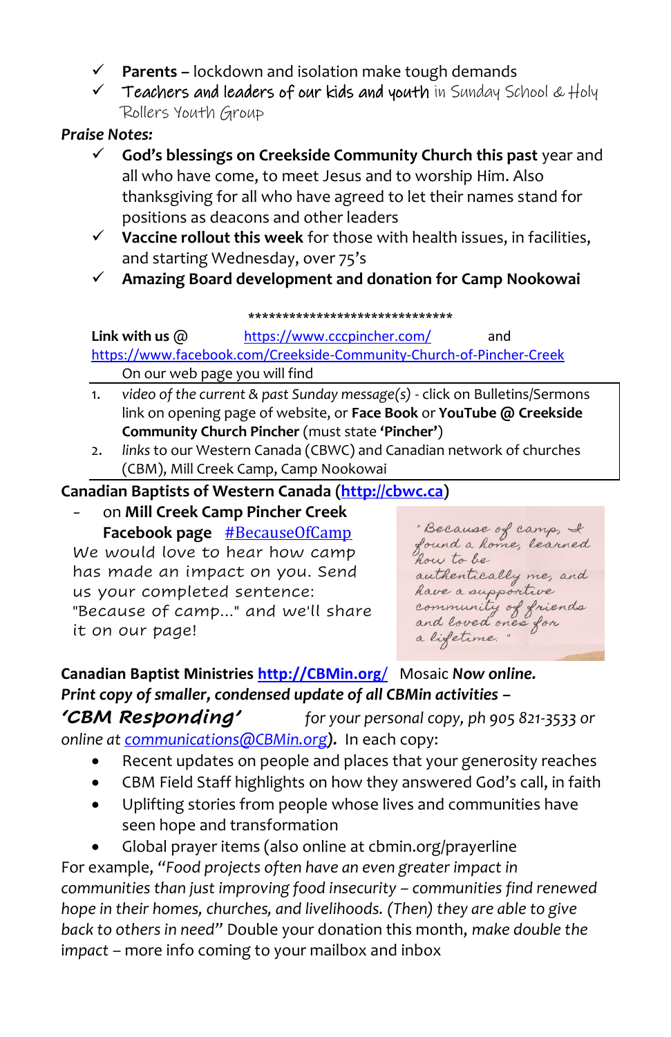- ✓ **Parents –** lockdown and isolation make tough demands
- ✓ **Teachers and leaders of our kids and youth** in Sunday School & Holy Rollers Youth Group

***Praise Notes:***

- ✓ **God's blessings on Creekside Community Church this past** year and all who have come, to meet Jesus and to worship Him. Also thanksgiving for all who have agreed to let their names stand for positions as deacons and other leaders
- ✓ **Vaccine rollout this week** for those with health issues, in facilities, and starting Wednesday, over 75's
- ✓ **Amazing Board development and donation for Camp Nookowai**

******************************

**Link with us @** https://www.cccpincher.com/ and https://www.facebook.com/Creekside-Community-Church-of-Pincher-Creek

On our web page you will find

1. *video of the current & past Sunday message(s)* - click on Bulletins/Sermons link on opening page of website, or **Face Book** or **YouTube @ Creekside Community Church Pincher** (must state **'Pincher'**)
2. *links* to our Western Canada (CBWC) and Canadian network of churches (CBM), Mill Creek Camp, Camp Nookowai

**Canadian Baptists of Western Canada (http://cbwc.ca)**

- on **Mill Creek Camp Pincher Creek Facebook page** #BecauseOfCamp

We would love to hear how camp has made an impact on you. Send us your completed sentence: "Because of camp..." and we'll share it on our page!

" Because of camp, I found a home, learned how to be authentically me, and have a supportive community of friends and loved ones for a lifetime. "

**Canadian Baptist Ministries** http://CBMin.org/ Mosaic ***Now online.***
***Print copy of smaller, condensed update of all CBMin activities –***
***'CBM Responding'*** *for your personal copy, ph 905 821-3533 or online at* communications@CBMin.org*)*. In each copy:

- Recent updates on people and places that your generosity reaches
- CBM Field Staff highlights on how they answered God's call, in faith
- Uplifting stories from people whose lives and communities have seen hope and transformation
- Global prayer items (also online at cbmin.org/prayerline

For example, *"Food projects often have an even greater impact in communities than just improving food insecurity – communities find renewed hope in their homes, churches, and livelihoods. (Then) they are able to give back to others in need"* Double your donation this month, *make double the impact* – more info coming to your mailbox and inbox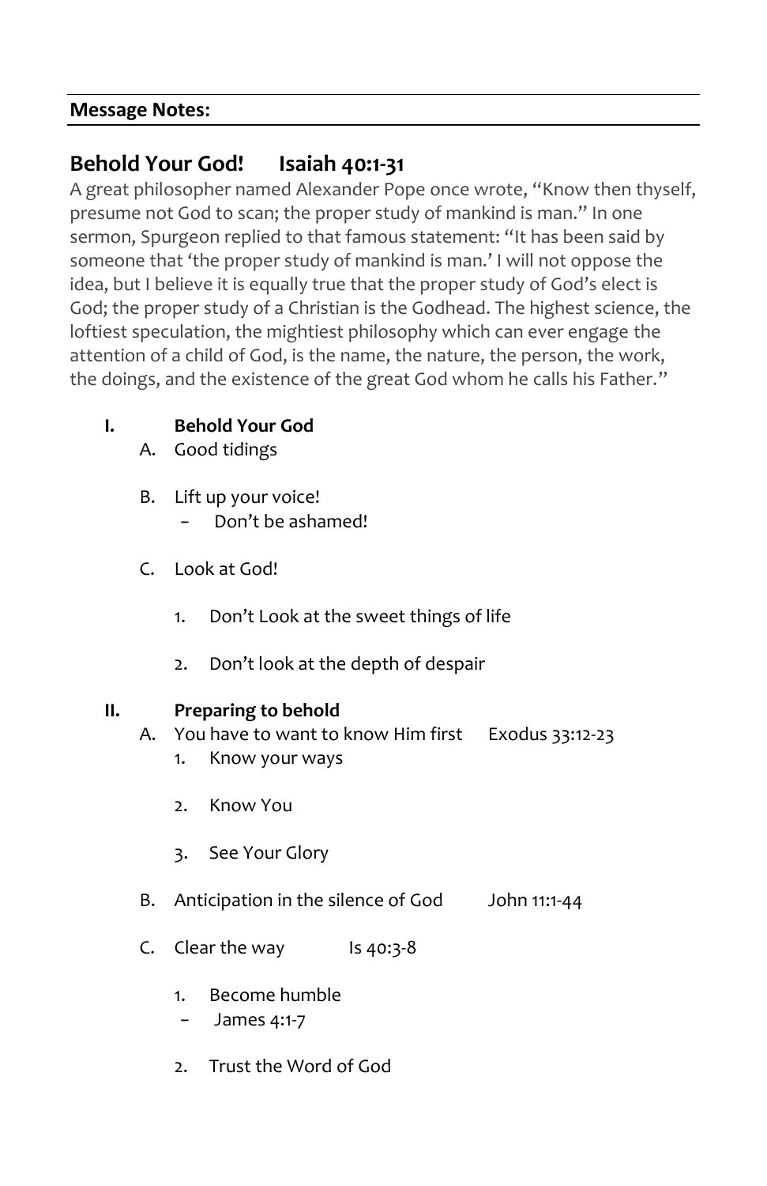**Message Notes:**

## Behold Your God! Isaiah 40:1-31

A great philosopher named Alexander Pope once wrote, "Know then thyself, presume not God to scan; the proper study of mankind is man." In one sermon, Spurgeon replied to that famous statement: "It has been said by someone that 'the proper study of mankind is man.' I will not oppose the idea, but I believe it is equally true that the proper study of God's elect is God; the proper study of a Christian is the Godhead. The highest science, the loftiest speculation, the mightiest philosophy which can ever engage the attention of a child of God, is the name, the nature, the person, the work, the doings, and the existence of the great God whom he calls his Father."

I. **Behold Your God**
   A. Good tidings

   B. Lift up your voice!
      - Don't be ashamed!

   C. Look at God!

      1. Don't Look at the sweet things of life

      2. Don't look at the depth of despair

II. **Preparing to behold**
   A. You have to want to know Him first Exodus 33:12-23
      1. Know your ways

      2. Know You

      3. See Your Glory

   B. Anticipation in the silence of God John 11:1-44

   C. Clear the way Is 40:3-8

      1. Become humble
      - James 4:1-7

      2. Trust the Word of God